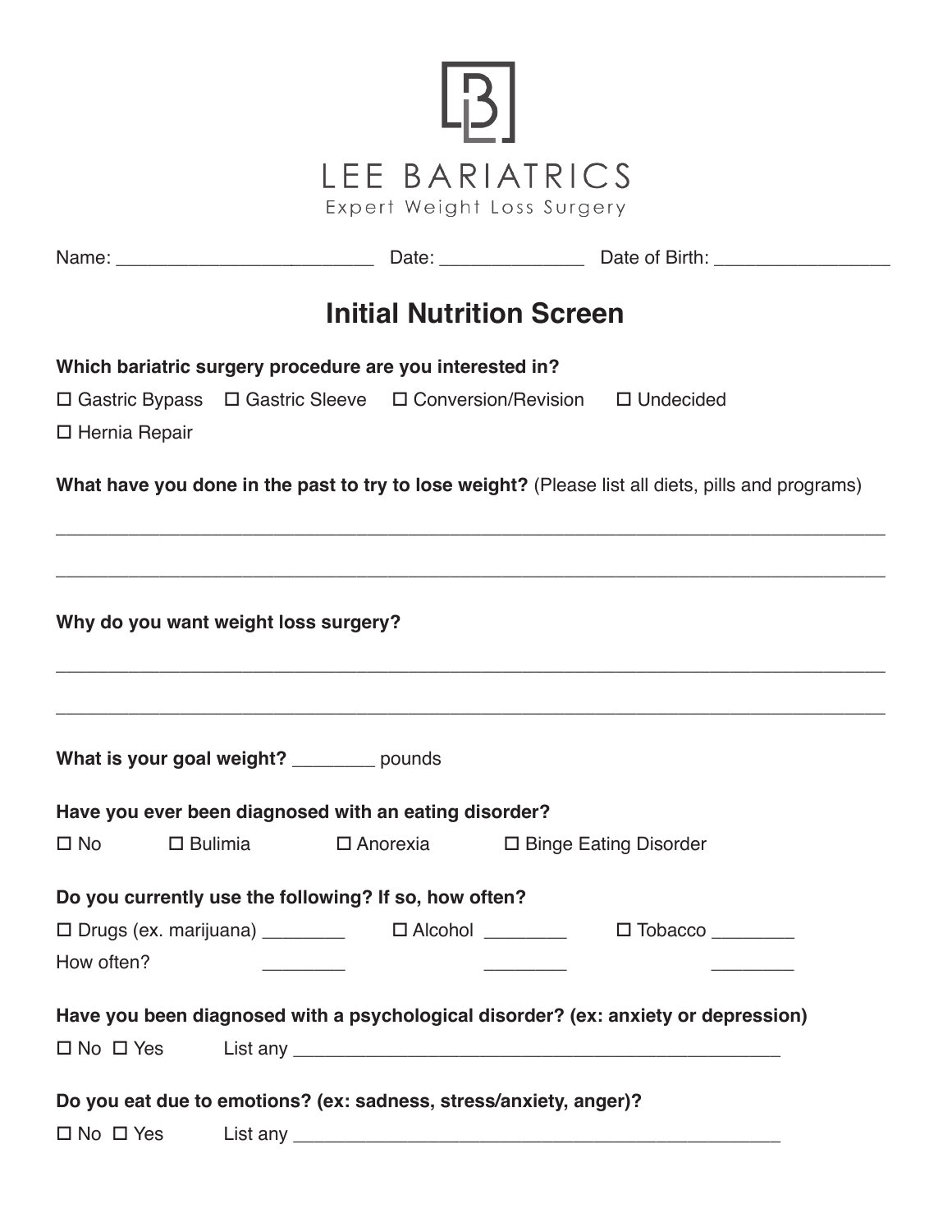LEE BARIATRICS

Expert Weight Loss Surgery

Name: _________________________ Date: ______________ Date of Birth: _________________

## Initial Nutrition Screen

**Which bariatric surgery procedure are you interested in?**

☐ Gastric Bypass ☐ Gastric Sleeve ☐ Conversion/Revision ☐ Undecided

☐ Hernia Repair

**What have you done in the past to try to lose weight?** (Please list all diets, pills and programs)

_______________________________________________________________________________

_______________________________________________________________________________

**Why do you want weight loss surgery?**

_______________________________________________________________________________

_______________________________________________________________________________

**What is your goal weight?** ________ pounds

**Have you ever been diagnosed with an eating disorder?**

☐ No ☐ Bulimia ☐ Anorexia ☐ Binge Eating Disorder

**Do you currently use the following? If so, how often?**

☐ Drugs (ex. marijuana) ________ ☐ Alcohol ________ ☐ Tobacco ________

How often? ________ ________ ________

**Have you been diagnosed with a psychological disorder? (ex: anxiety or depression)**

☐ No ☐ Yes List any _________________________________________________

**Do you eat due to emotions? (ex: sadness, stress/anxiety, anger)?**

☐ No ☐ Yes List any _________________________________________________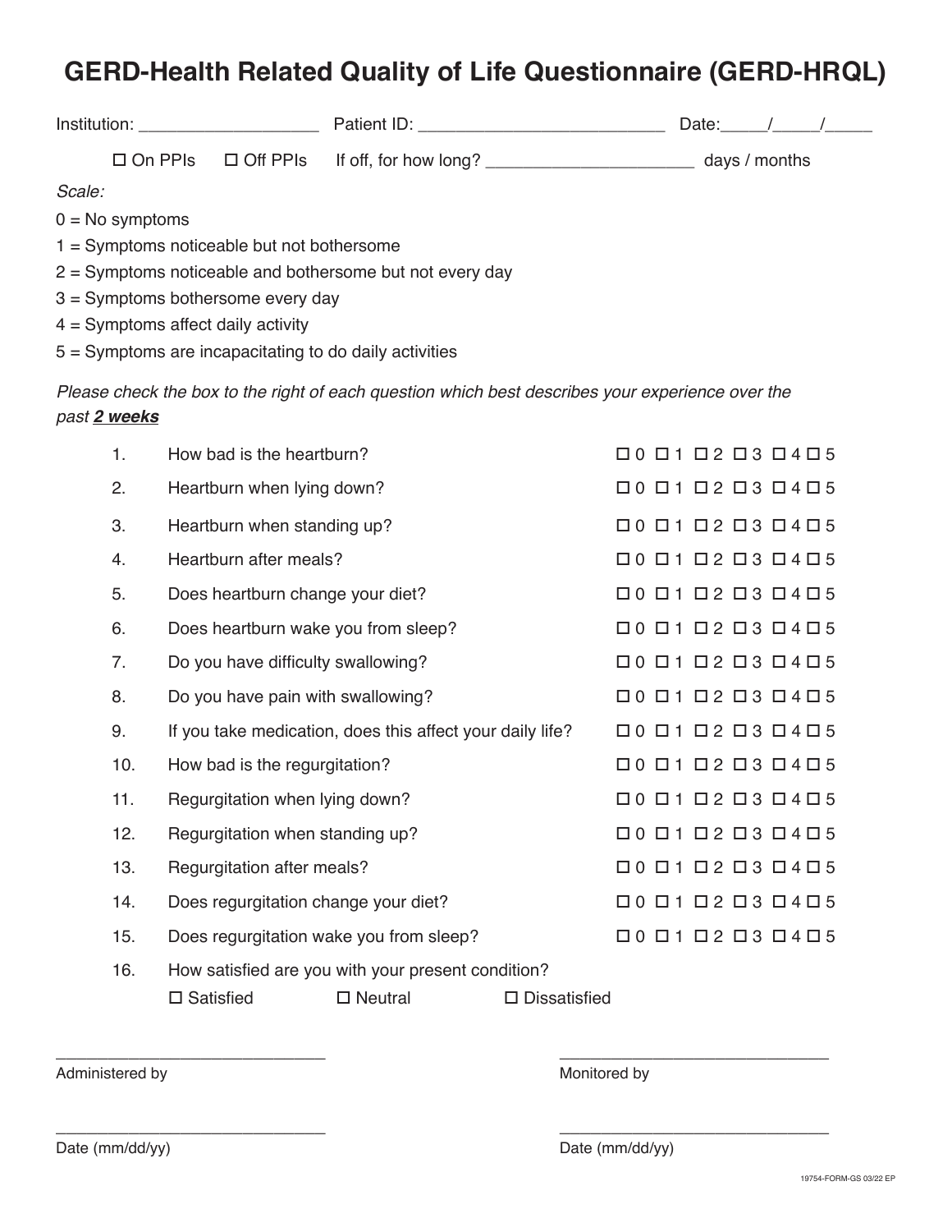# GERD-Health Related Quality of Life Questionnaire (GERD-HRQL)

Institution: ___________________ Patient ID: __________________________ Date:_____/_____/_____

☐ On PPIs ☐ Off PPIs If off, for how long? ______________________ days / months

*Scale:*

0 = No symptoms

1 = Symptoms noticeable but not bothersome

2 = Symptoms noticeable and bothersome but not every day

3 = Symptoms bothersome every day

4 = Symptoms affect daily activity

5 = Symptoms are incapacitating to do daily activities

*Please check the box to the right of each question which best describes your experience over the past **2 weeks***

| | | |
|---|---|---|
| 1. | How bad is the heartburn? | ☐ 0 ☐ 1 ☐ 2 ☐ 3 ☐ 4 ☐ 5 |
| 2. | Heartburn when lying down? | ☐ 0 ☐ 1 ☐ 2 ☐ 3 ☐ 4 ☐ 5 |
| 3. | Heartburn when standing up? | ☐ 0 ☐ 1 ☐ 2 ☐ 3 ☐ 4 ☐ 5 |
| 4. | Heartburn after meals? | ☐ 0 ☐ 1 ☐ 2 ☐ 3 ☐ 4 ☐ 5 |
| 5. | Does heartburn change your diet? | ☐ 0 ☐ 1 ☐ 2 ☐ 3 ☐ 4 ☐ 5 |
| 6. | Does heartburn wake you from sleep? | ☐ 0 ☐ 1 ☐ 2 ☐ 3 ☐ 4 ☐ 5 |
| 7. | Do you have difficulty swallowing? | ☐ 0 ☐ 1 ☐ 2 ☐ 3 ☐ 4 ☐ 5 |
| 8. | Do you have pain with swallowing? | ☐ 0 ☐ 1 ☐ 2 ☐ 3 ☐ 4 ☐ 5 |
| 9. | If you take medication, does this affect your daily life? | ☐ 0 ☐ 1 ☐ 2 ☐ 3 ☐ 4 ☐ 5 |
| 10. | How bad is the regurgitation? | ☐ 0 ☐ 1 ☐ 2 ☐ 3 ☐ 4 ☐ 5 |
| 11. | Regurgitation when lying down? | ☐ 0 ☐ 1 ☐ 2 ☐ 3 ☐ 4 ☐ 5 |
| 12. | Regurgitation when standing up? | ☐ 0 ☐ 1 ☐ 2 ☐ 3 ☐ 4 ☐ 5 |
| 13. | Regurgitation after meals? | ☐ 0 ☐ 1 ☐ 2 ☐ 3 ☐ 4 ☐ 5 |
| 14. | Does regurgitation change your diet? | ☐ 0 ☐ 1 ☐ 2 ☐ 3 ☐ 4 ☐ 5 |
| 15. | Does regurgitation wake you from sleep? | ☐ 0 ☐ 1 ☐ 2 ☐ 3 ☐ 4 ☐ 5 |

16. How satisfied are you with your present condition?

☐ Satisfied ☐ Neutral ☐ Dissatisfied

______________________________ Administered by

______________________________ Monitored by

______________________________ Date (mm/dd/yy)

______________________________ Date (mm/dd/yy)

19754-FORM-GS 03/22 EP